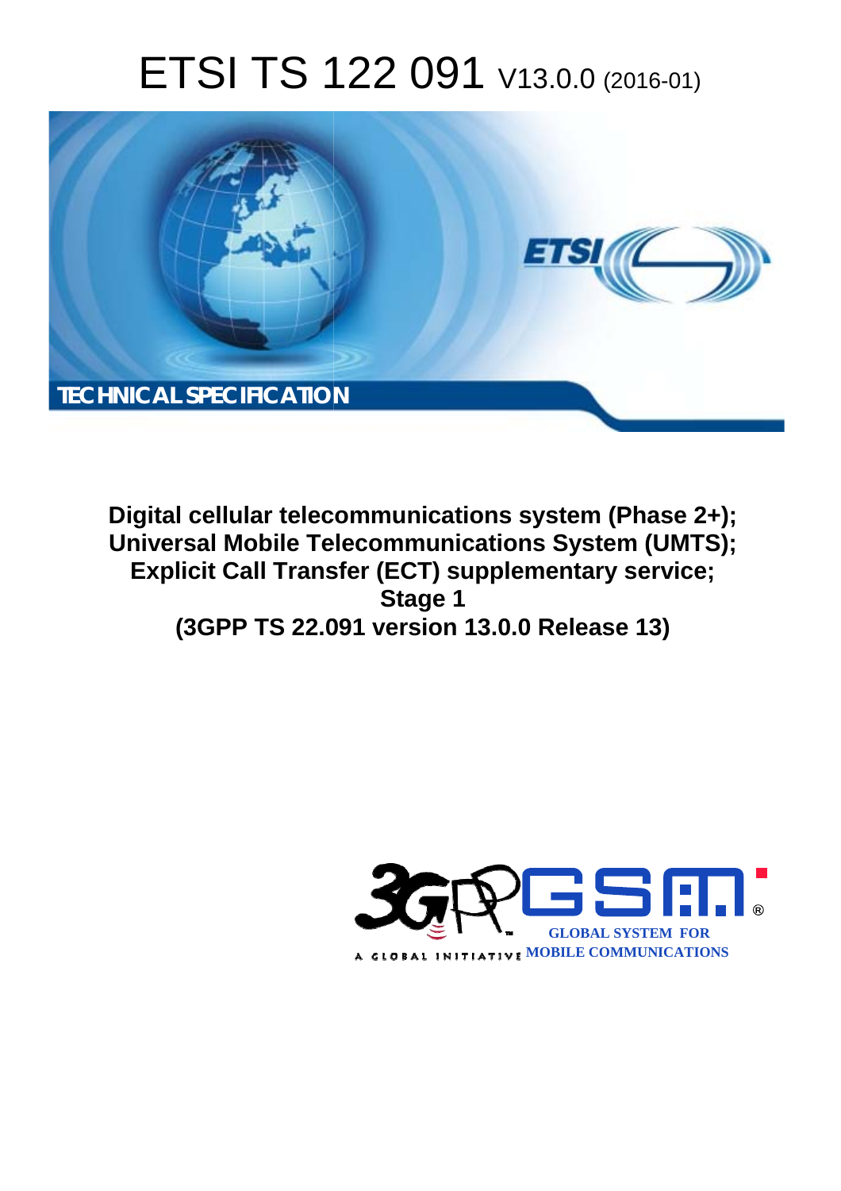# ETSI TS 122 091 V13.0.0 (2016-01)

TECHNICAL SPECIFICATION

**Digital cellular telecommunications system (Phase 2+);**
**Universal Mobile Telecommunications System (UMTS);**
**Explicit Call Transfer (ECT) supplementary service;**
**Stage 1**
**(3GPP TS 22.091 version 13.0.0 Release 13)**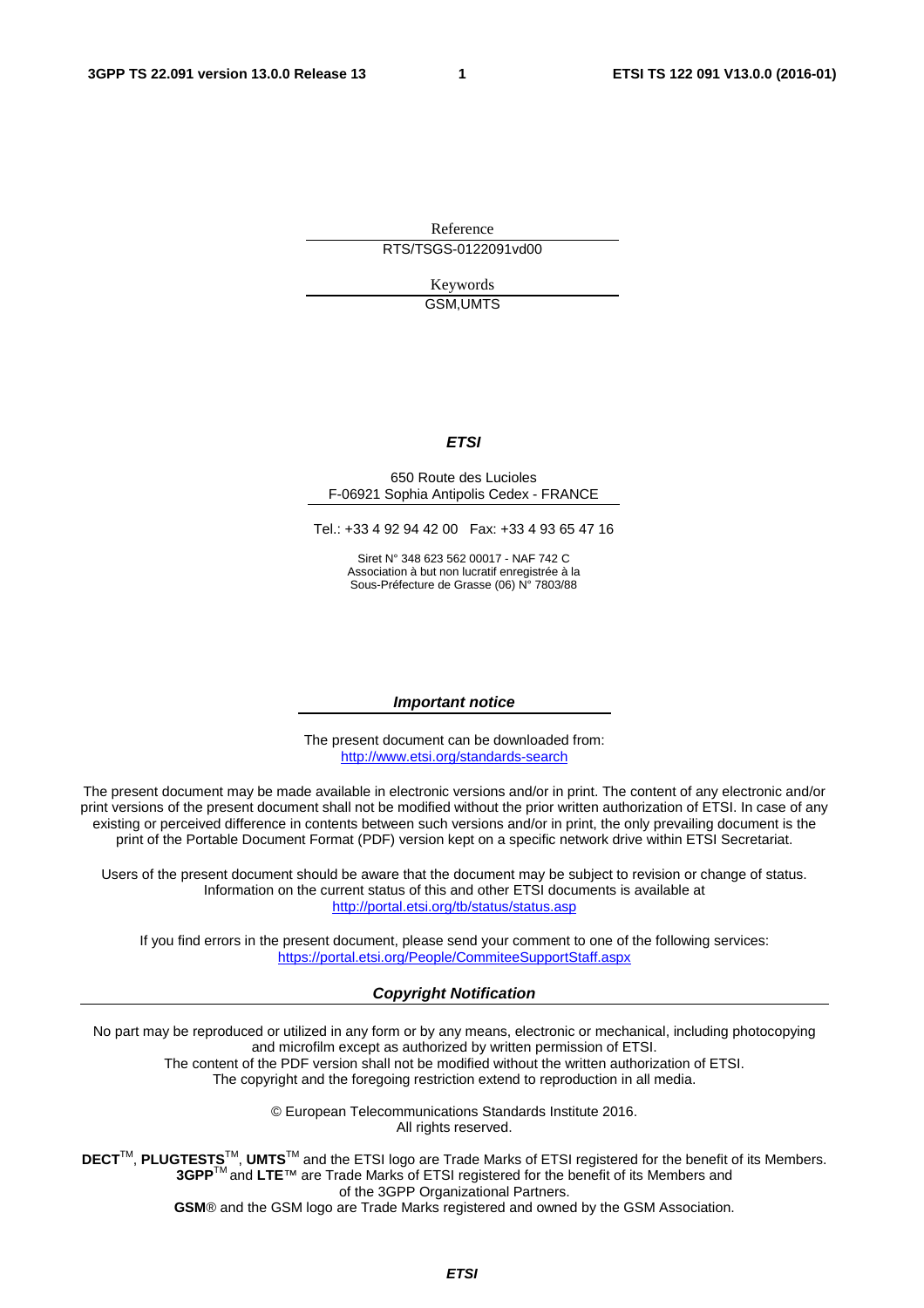Reference

RTS/TSGS-0122091vd00

Keywords

GSM,UMTS

***ETSI***

650 Route des Lucioles
F-06921 Sophia Antipolis Cedex - FRANCE

Tel.: +33 4 92 94 42 00 Fax: +33 4 93 65 47 16

Siret N° 348 623 562 00017 - NAF 742 C
Association à but non lucratif enregistrée à la
Sous-Préfecture de Grasse (06) N° 7803/88

***Important notice***

The present document can be downloaded from:
http://www.etsi.org/standards-search

The present document may be made available in electronic versions and/or in print. The content of any electronic and/or print versions of the present document shall not be modified without the prior written authorization of ETSI. In case of any existing or perceived difference in contents between such versions and/or in print, the only prevailing document is the print of the Portable Document Format (PDF) version kept on a specific network drive within ETSI Secretariat.

Users of the present document should be aware that the document may be subject to revision or change of status. Information on the current status of this and other ETSI documents is available at
http://portal.etsi.org/tb/status/status.asp

If you find errors in the present document, please send your comment to one of the following services:
https://portal.etsi.org/People/CommiteeSupportStaff.aspx

***Copyright Notification***

No part may be reproduced or utilized in any form or by any means, electronic or mechanical, including photocopying and microfilm except as authorized by written permission of ETSI.
The content of the PDF version shall not be modified without the written authorization of ETSI.
The copyright and the foregoing restriction extend to reproduction in all media.

© European Telecommunications Standards Institute 2016.
All rights reserved.

**DECT**™, **PLUGTESTS**™, **UMTS**™ and the ETSI logo are Trade Marks of ETSI registered for the benefit of its Members.
**3GPP**™ and **LTE**™ are Trade Marks of ETSI registered for the benefit of its Members and of the 3GPP Organizational Partners.
**GSM**® and the GSM logo are Trade Marks registered and owned by the GSM Association.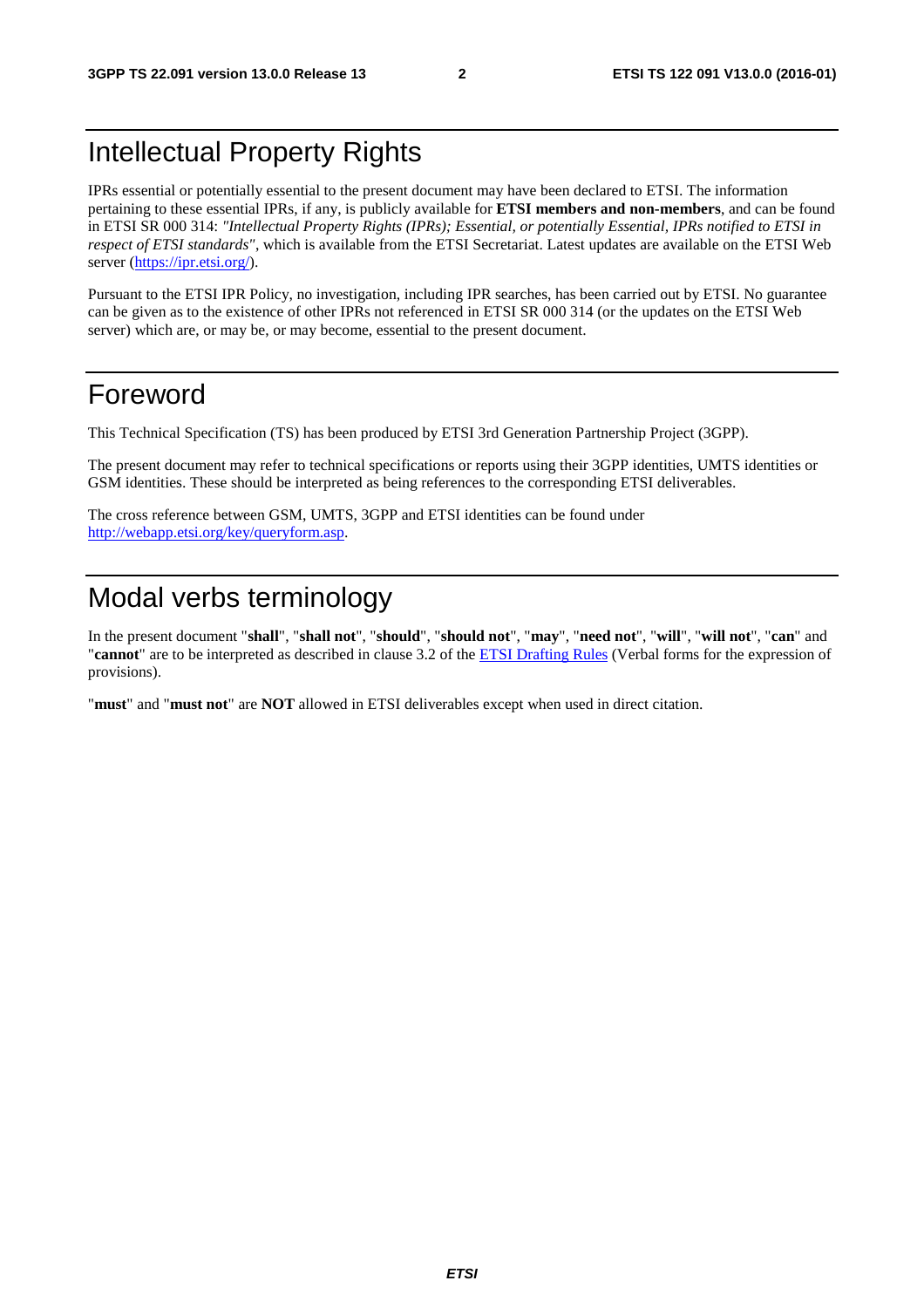# Intellectual Property Rights

IPRs essential or potentially essential to the present document may have been declared to ETSI. The information pertaining to these essential IPRs, if any, is publicly available for **ETSI members and non-members**, and can be found in ETSI SR 000 314: *"Intellectual Property Rights (IPRs); Essential, or potentially Essential, IPRs notified to ETSI in respect of ETSI standards"*, which is available from the ETSI Secretariat. Latest updates are available on the ETSI Web server (https://ipr.etsi.org/).

Pursuant to the ETSI IPR Policy, no investigation, including IPR searches, has been carried out by ETSI. No guarantee can be given as to the existence of other IPRs not referenced in ETSI SR 000 314 (or the updates on the ETSI Web server) which are, or may be, or may become, essential to the present document.

# Foreword

This Technical Specification (TS) has been produced by ETSI 3rd Generation Partnership Project (3GPP).

The present document may refer to technical specifications or reports using their 3GPP identities, UMTS identities or GSM identities. These should be interpreted as being references to the corresponding ETSI deliverables.

The cross reference between GSM, UMTS, 3GPP and ETSI identities can be found under http://webapp.etsi.org/key/queryform.asp.

# Modal verbs terminology

In the present document "**shall**", "**shall not**", "**should**", "**should not**", "**may**", "**need not**", "**will**", "**will not**", "**can**" and "**cannot**" are to be interpreted as described in clause 3.2 of the ETSI Drafting Rules (Verbal forms for the expression of provisions).

"**must**" and "**must not**" are **NOT** allowed in ETSI deliverables except when used in direct citation.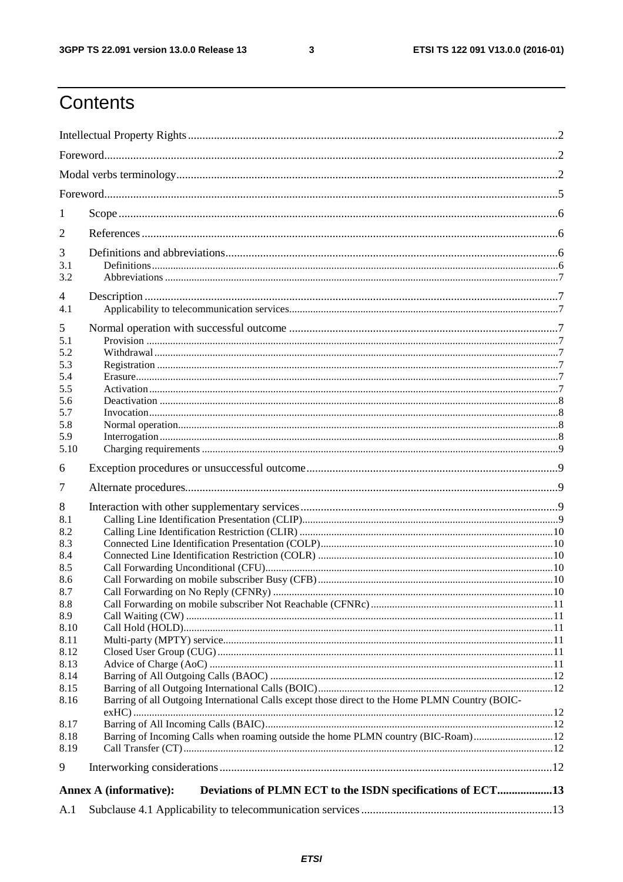# Contents

Intellectual Property Rights ..... 2

Foreword ..... 2

Modal verbs terminology ..... 2

Foreword ..... 5

1 Scope ..... 6

2 References ..... 6

3 Definitions and abbreviations ..... 6

3.1 Definitions ..... 6

3.2 Abbreviations ..... 7

4 Description ..... 7

4.1 Applicability to telecommunication services ..... 7

5 Normal operation with successful outcome ..... 7

5.1 Provision ..... 7

5.2 Withdrawal ..... 7

5.3 Registration ..... 7

5.4 Erasure ..... 7

5.5 Activation ..... 7

5.6 Deactivation ..... 8

5.7 Invocation ..... 8

5.8 Normal operation ..... 8

5.9 Interrogation ..... 8

5.10 Charging requirements ..... 9

6 Exception procedures or unsuccessful outcome ..... 9

7 Alternate procedures ..... 9

8 Interaction with other supplementary services ..... 9

8.1 Calling Line Identification Presentation (CLIP) ..... 9

8.2 Calling Line Identification Restriction (CLIR) ..... 10

8.3 Connected Line Identification Presentation (COLP) ..... 10

8.4 Connected Line Identification Restriction (COLR) ..... 10

8.5 Call Forwarding Unconditional (CFU) ..... 10

8.6 Call Forwarding on mobile subscriber Busy (CFB) ..... 10

8.7 Call Forwarding on No Reply (CFNRy) ..... 10

8.8 Call Forwarding on mobile subscriber Not Reachable (CFNRc) ..... 11

8.9 Call Waiting (CW) ..... 11

8.10 Call Hold (HOLD) ..... 11

8.11 Multi-party (MPTY) service ..... 11

8.12 Closed User Group (CUG) ..... 11

8.13 Advice of Charge (AoC) ..... 11

8.14 Barring of All Outgoing Calls (BAOC) ..... 12

8.15 Barring of all Outgoing International Calls (BOIC) ..... 12

8.16 Barring of all Outgoing International Calls except those direct to the Home PLMN Country (BOIC-exHC) ..... 12

8.17 Barring of All Incoming Calls (BAIC) ..... 12

8.18 Barring of Incoming Calls when roaming outside the home PLMN country (BIC-Roam) ..... 12

8.19 Call Transfer (CT) ..... 12

9 Interworking considerations ..... 12

**Annex A (informative): Deviations of PLMN ECT to the ISDN specifications of ECT ..... 13**

A.1 Subclause 4.1 Applicability to telecommunication services ..... 13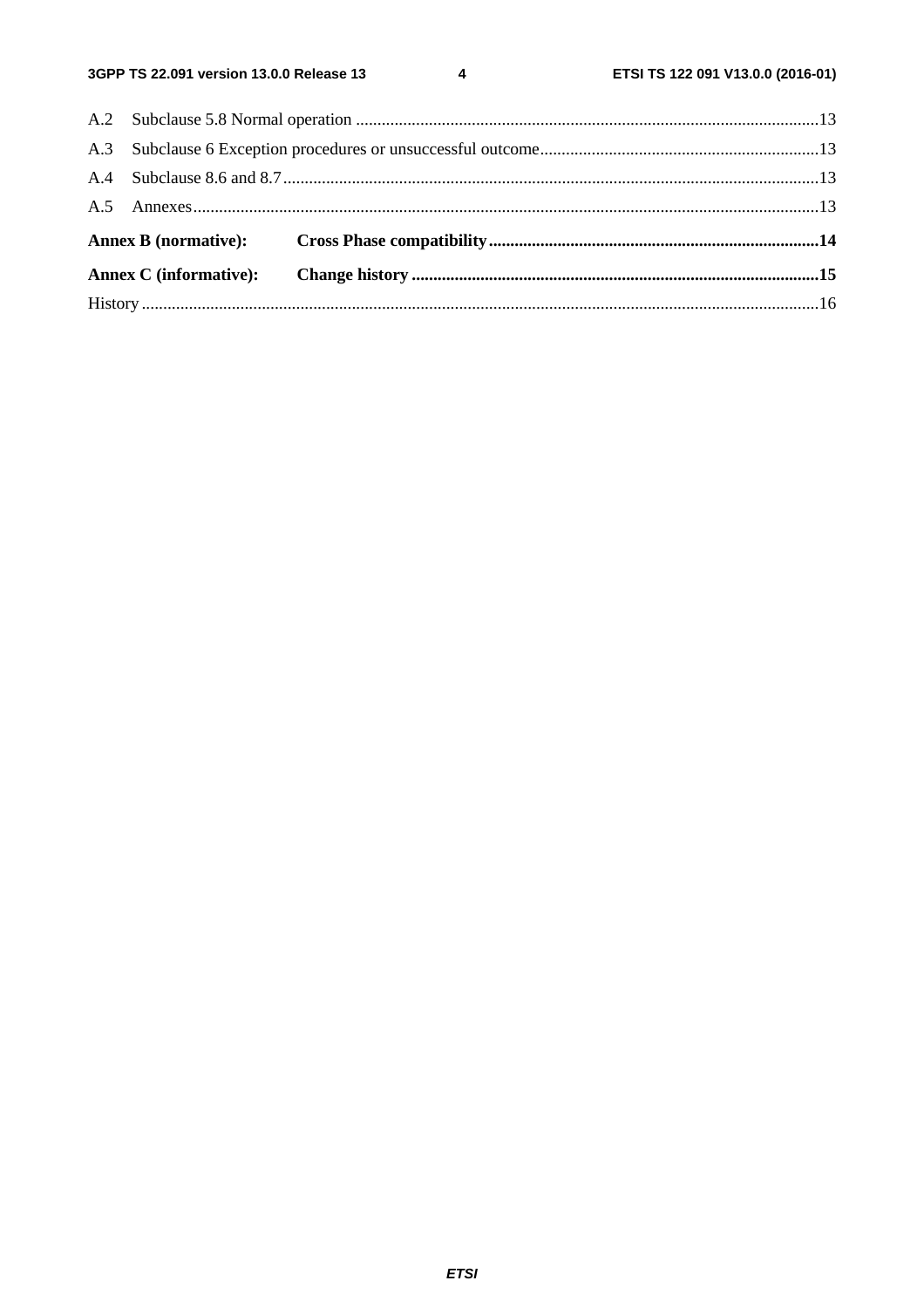A.2 Subclause 5.8 Normal operation ............................................................................................................13

A.3 Subclause 6 Exception procedures or unsuccessful outcome.................................................................13

A.4 Subclause 8.6 and 8.7............................................................................................................................13

A.5 Annexes.................................................................................................................................................13

**Annex B (normative): Cross Phase compatibility.............................................................................14**

**Annex C (informative): Change history ...............................................................................................15**

History ............................................................................................................................................................16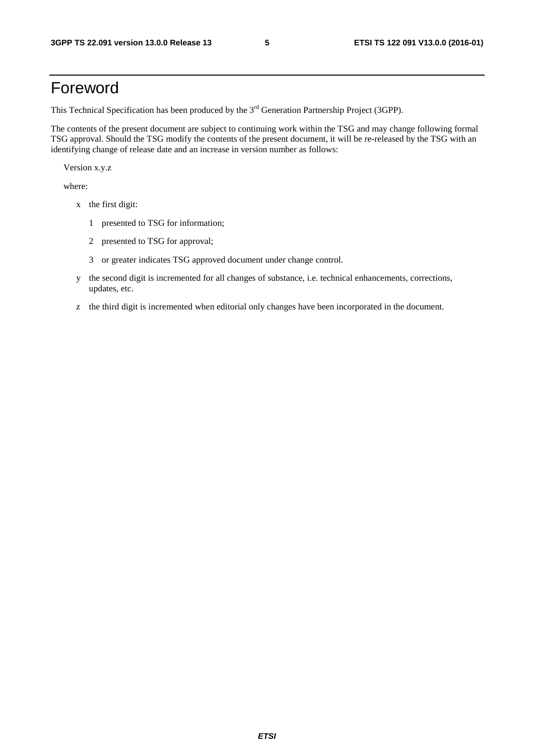# Foreword

This Technical Specification has been produced by the 3rd Generation Partnership Project (3GPP).

The contents of the present document are subject to continuing work within the TSG and may change following formal TSG approval. Should the TSG modify the contents of the present document, it will be re-released by the TSG with an identifying change of release date and an increase in version number as follows:

Version x.y.z

where:

- x the first digit:
  - 1 presented to TSG for information;
  - 2 presented to TSG for approval;
  - 3 or greater indicates TSG approved document under change control.
- y the second digit is incremented for all changes of substance, i.e. technical enhancements, corrections, updates, etc.
- z the third digit is incremented when editorial only changes have been incorporated in the document.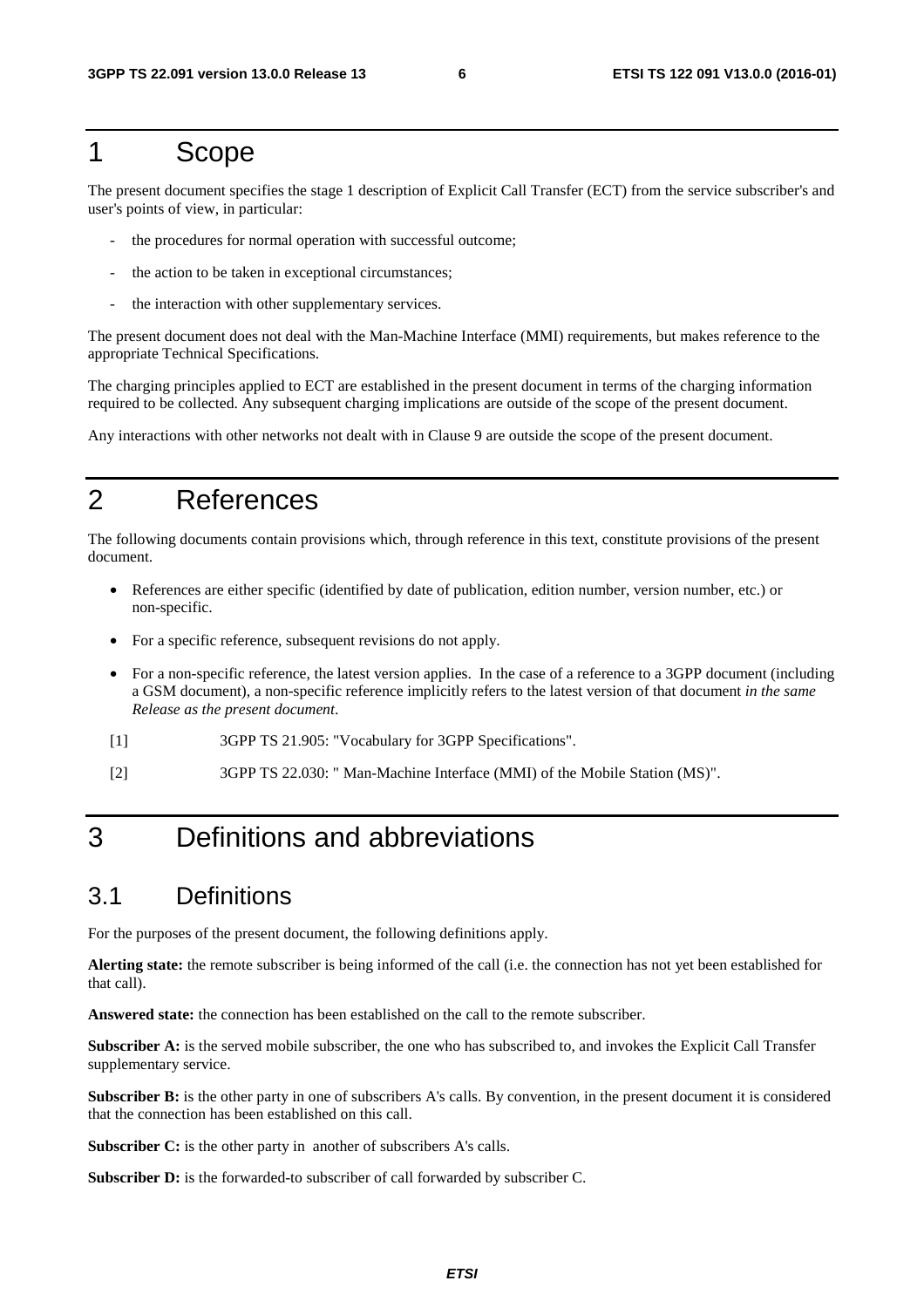# 1 Scope

The present document specifies the stage 1 description of Explicit Call Transfer (ECT) from the service subscriber's and user's points of view, in particular:

- the procedures for normal operation with successful outcome;
- the action to be taken in exceptional circumstances;
- the interaction with other supplementary services.

The present document does not deal with the Man-Machine Interface (MMI) requirements, but makes reference to the appropriate Technical Specifications.

The charging principles applied to ECT are established in the present document in terms of the charging information required to be collected. Any subsequent charging implications are outside of the scope of the present document.

Any interactions with other networks not dealt with in Clause 9 are outside the scope of the present document.

# 2 References

The following documents contain provisions which, through reference in this text, constitute provisions of the present document.

- References are either specific (identified by date of publication, edition number, version number, etc.) or non-specific.
- For a specific reference, subsequent revisions do not apply.
- For a non-specific reference, the latest version applies. In the case of a reference to a 3GPP document (including a GSM document), a non-specific reference implicitly refers to the latest version of that document *in the same Release as the present document*.

[1] 3GPP TS 21.905: "Vocabulary for 3GPP Specifications".

[2] 3GPP TS 22.030: " Man-Machine Interface (MMI) of the Mobile Station (MS)".

# 3 Definitions and abbreviations

## 3.1 Definitions

For the purposes of the present document, the following definitions apply.

**Alerting state:** the remote subscriber is being informed of the call (i.e. the connection has not yet been established for that call).

**Answered state:** the connection has been established on the call to the remote subscriber.

**Subscriber A:** is the served mobile subscriber, the one who has subscribed to, and invokes the Explicit Call Transfer supplementary service.

**Subscriber B:** is the other party in one of subscribers A's calls. By convention, in the present document it is considered that the connection has been established on this call.

**Subscriber C:** is the other party in another of subscribers A's calls.

**Subscriber D:** is the forwarded-to subscriber of call forwarded by subscriber C.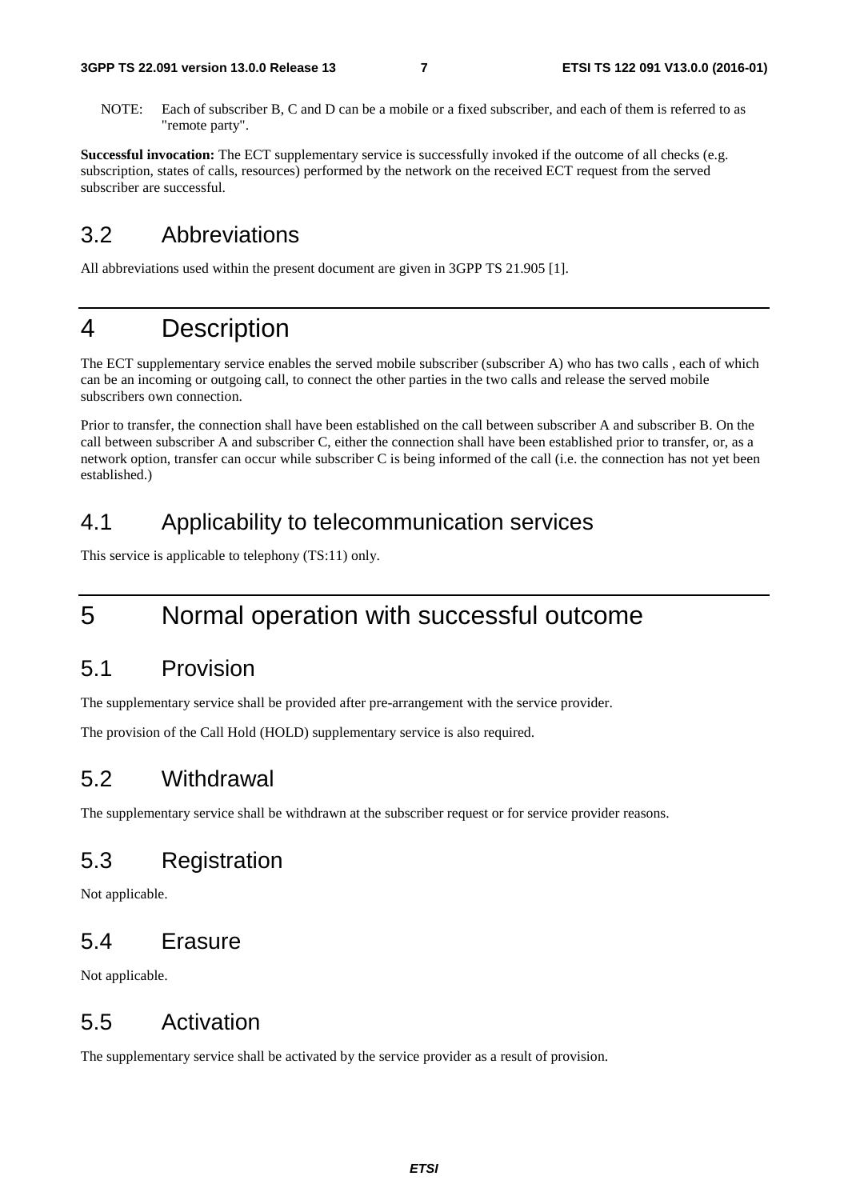NOTE: Each of subscriber B, C and D can be a mobile or a fixed subscriber, and each of them is referred to as "remote party".

**Successful invocation:** The ECT supplementary service is successfully invoked if the outcome of all checks (e.g. subscription, states of calls, resources) performed by the network on the received ECT request from the served subscriber are successful.

## 3.2 Abbreviations

All abbreviations used within the present document are given in 3GPP TS 21.905 [1].

# 4 Description

The ECT supplementary service enables the served mobile subscriber (subscriber A) who has two calls , each of which can be an incoming or outgoing call, to connect the other parties in the two calls and release the served mobile subscribers own connection.

Prior to transfer, the connection shall have been established on the call between subscriber A and subscriber B. On the call between subscriber A and subscriber C, either the connection shall have been established prior to transfer, or, as a network option, transfer can occur while subscriber C is being informed of the call (i.e. the connection has not yet been established.)

## 4.1 Applicability to telecommunication services

This service is applicable to telephony (TS:11) only.

# 5 Normal operation with successful outcome

## 5.1 Provision

The supplementary service shall be provided after pre-arrangement with the service provider.

The provision of the Call Hold (HOLD) supplementary service is also required.

## 5.2 Withdrawal

The supplementary service shall be withdrawn at the subscriber request or for service provider reasons.

## 5.3 Registration

Not applicable.

## 5.4 Erasure

Not applicable.

## 5.5 Activation

The supplementary service shall be activated by the service provider as a result of provision.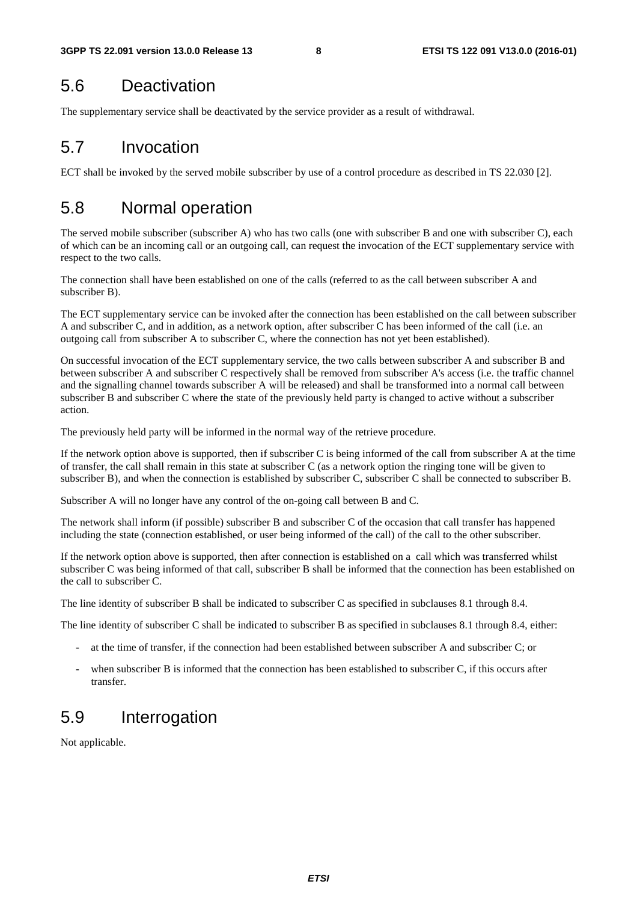## 5.6 Deactivation

The supplementary service shall be deactivated by the service provider as a result of withdrawal.

## 5.7 Invocation

ECT shall be invoked by the served mobile subscriber by use of a control procedure as described in TS 22.030 [2].

## 5.8 Normal operation

The served mobile subscriber (subscriber A) who has two calls (one with subscriber B and one with subscriber C), each of which can be an incoming call or an outgoing call, can request the invocation of the ECT supplementary service with respect to the two calls.

The connection shall have been established on one of the calls (referred to as the call between subscriber A and subscriber B).

The ECT supplementary service can be invoked after the connection has been established on the call between subscriber A and subscriber C, and in addition, as a network option, after subscriber C has been informed of the call (i.e. an outgoing call from subscriber A to subscriber C, where the connection has not yet been established).

On successful invocation of the ECT supplementary service, the two calls between subscriber A and subscriber B and between subscriber A and subscriber C respectively shall be removed from subscriber A's access (i.e. the traffic channel and the signalling channel towards subscriber A will be released) and shall be transformed into a normal call between subscriber B and subscriber C where the state of the previously held party is changed to active without a subscriber action.

The previously held party will be informed in the normal way of the retrieve procedure.

If the network option above is supported, then if subscriber C is being informed of the call from subscriber A at the time of transfer, the call shall remain in this state at subscriber C (as a network option the ringing tone will be given to subscriber B), and when the connection is established by subscriber C, subscriber C shall be connected to subscriber B.

Subscriber A will no longer have any control of the on-going call between B and C.

The network shall inform (if possible) subscriber B and subscriber C of the occasion that call transfer has happened including the state (connection established, or user being informed of the call) of the call to the other subscriber.

If the network option above is supported, then after connection is established on a call which was transferred whilst subscriber C was being informed of that call, subscriber B shall be informed that the connection has been established on the call to subscriber C.

The line identity of subscriber B shall be indicated to subscriber C as specified in subclauses 8.1 through 8.4.

The line identity of subscriber C shall be indicated to subscriber B as specified in subclauses 8.1 through 8.4, either:

- at the time of transfer, if the connection had been established between subscriber A and subscriber C; or
- when subscriber B is informed that the connection has been established to subscriber C, if this occurs after transfer.

## 5.9 Interrogation

Not applicable.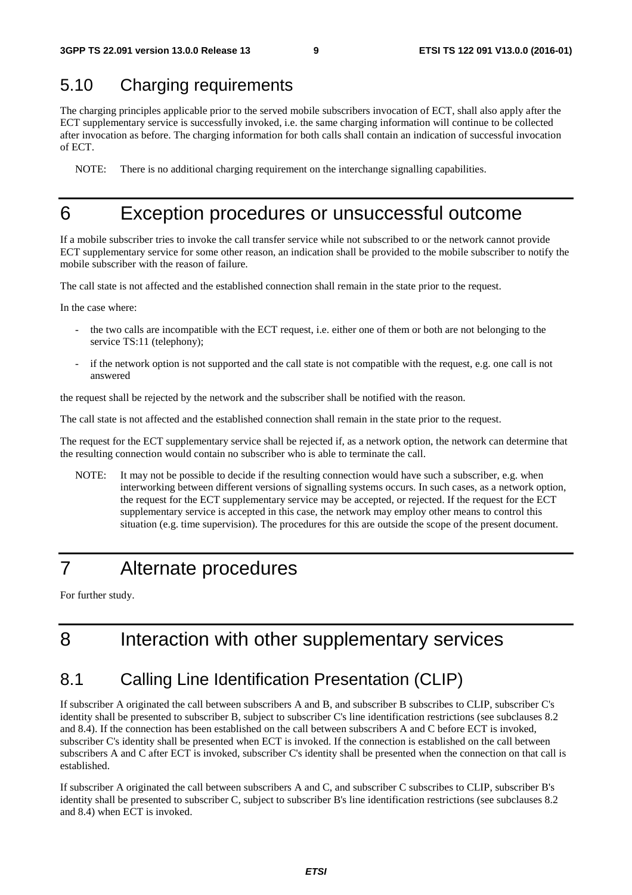## 5.10 Charging requirements

The charging principles applicable prior to the served mobile subscribers invocation of ECT, shall also apply after the ECT supplementary service is successfully invoked, i.e. the same charging information will continue to be collected after invocation as before. The charging information for both calls shall contain an indication of successful invocation of ECT.

NOTE: There is no additional charging requirement on the interchange signalling capabilities.

# 6 Exception procedures or unsuccessful outcome

If a mobile subscriber tries to invoke the call transfer service while not subscribed to or the network cannot provide ECT supplementary service for some other reason, an indication shall be provided to the mobile subscriber to notify the mobile subscriber with the reason of failure.

The call state is not affected and the established connection shall remain in the state prior to the request.

In the case where:

- the two calls are incompatible with the ECT request, i.e. either one of them or both are not belonging to the service TS:11 (telephony);
- if the network option is not supported and the call state is not compatible with the request, e.g. one call is not answered

the request shall be rejected by the network and the subscriber shall be notified with the reason.

The call state is not affected and the established connection shall remain in the state prior to the request.

The request for the ECT supplementary service shall be rejected if, as a network option, the network can determine that the resulting connection would contain no subscriber who is able to terminate the call.

NOTE: It may not be possible to decide if the resulting connection would have such a subscriber, e.g. when interworking between different versions of signalling systems occurs. In such cases, as a network option, the request for the ECT supplementary service may be accepted, or rejected. If the request for the ECT supplementary service is accepted in this case, the network may employ other means to control this situation (e.g. time supervision). The procedures for this are outside the scope of the present document.

# 7 Alternate procedures

For further study.

# 8 Interaction with other supplementary services

## 8.1 Calling Line Identification Presentation (CLIP)

If subscriber A originated the call between subscribers A and B, and subscriber B subscribes to CLIP, subscriber C's identity shall be presented to subscriber B, subject to subscriber C's line identification restrictions (see subclauses 8.2 and 8.4). If the connection has been established on the call between subscribers A and C before ECT is invoked, subscriber C's identity shall be presented when ECT is invoked. If the connection is established on the call between subscribers A and C after ECT is invoked, subscriber C's identity shall be presented when the connection on that call is established.

If subscriber A originated the call between subscribers A and C, and subscriber C subscribes to CLIP, subscriber B's identity shall be presented to subscriber C, subject to subscriber B's line identification restrictions (see subclauses 8.2 and 8.4) when ECT is invoked.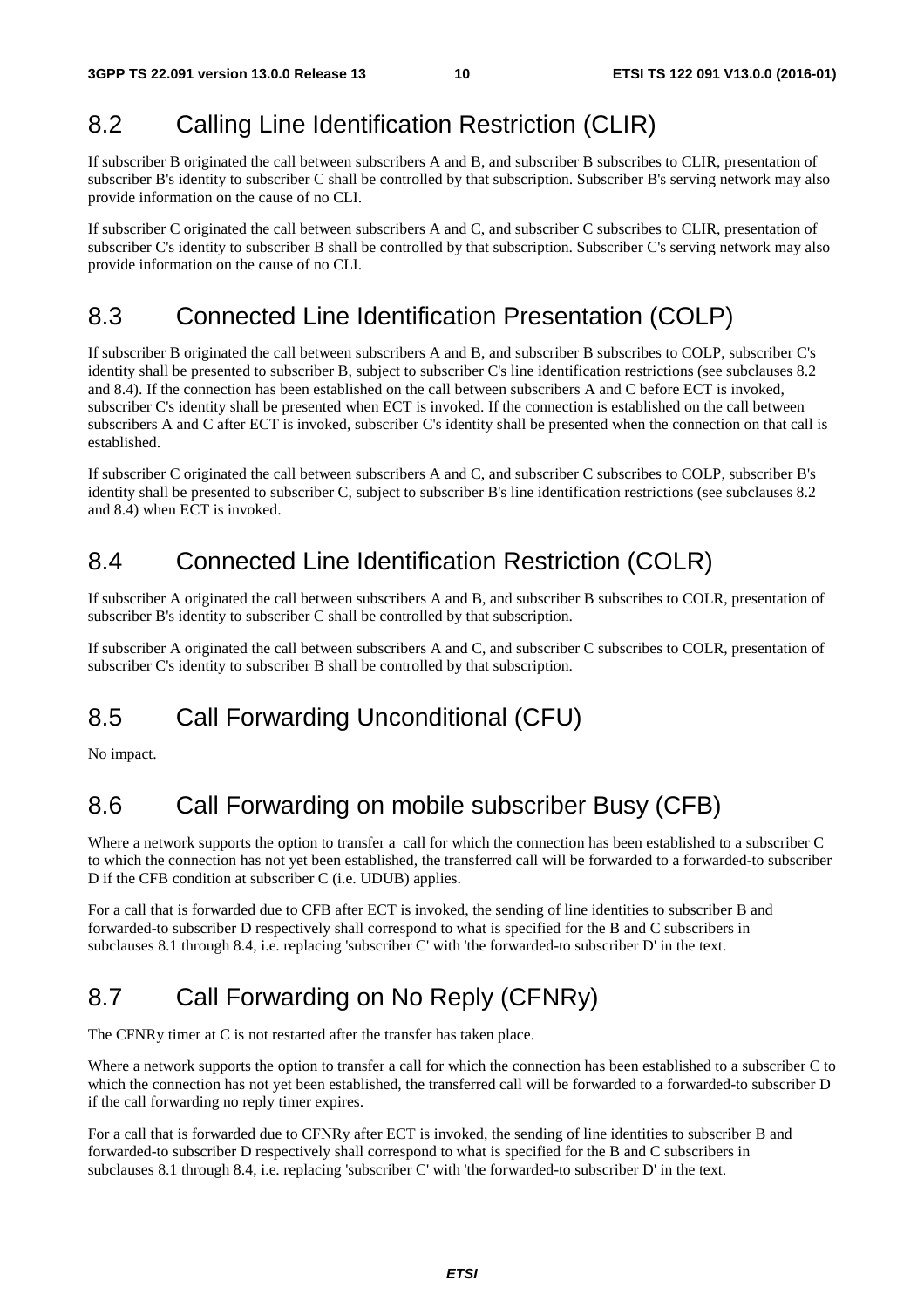## 8.2 Calling Line Identification Restriction (CLIR)

If subscriber B originated the call between subscribers A and B, and subscriber B subscribes to CLIR, presentation of subscriber B's identity to subscriber C shall be controlled by that subscription. Subscriber B's serving network may also provide information on the cause of no CLI.

If subscriber C originated the call between subscribers A and C, and subscriber C subscribes to CLIR, presentation of subscriber C's identity to subscriber B shall be controlled by that subscription. Subscriber C's serving network may also provide information on the cause of no CLI.

## 8.3 Connected Line Identification Presentation (COLP)

If subscriber B originated the call between subscribers A and B, and subscriber B subscribes to COLP, subscriber C's identity shall be presented to subscriber B, subject to subscriber C's line identification restrictions (see subclauses 8.2 and 8.4). If the connection has been established on the call between subscribers A and C before ECT is invoked, subscriber C's identity shall be presented when ECT is invoked. If the connection is established on the call between subscribers A and C after ECT is invoked, subscriber C's identity shall be presented when the connection on that call is established.

If subscriber C originated the call between subscribers A and C, and subscriber C subscribes to COLP, subscriber B's identity shall be presented to subscriber C, subject to subscriber B's line identification restrictions (see subclauses 8.2 and 8.4) when ECT is invoked.

## 8.4 Connected Line Identification Restriction (COLR)

If subscriber A originated the call between subscribers A and B, and subscriber B subscribes to COLR, presentation of subscriber B's identity to subscriber C shall be controlled by that subscription.

If subscriber A originated the call between subscribers A and C, and subscriber C subscribes to COLR, presentation of subscriber C's identity to subscriber B shall be controlled by that subscription.

## 8.5 Call Forwarding Unconditional (CFU)

No impact.

## 8.6 Call Forwarding on mobile subscriber Busy (CFB)

Where a network supports the option to transfer a call for which the connection has been established to a subscriber C to which the connection has not yet been established, the transferred call will be forwarded to a forwarded-to subscriber D if the CFB condition at subscriber C (i.e. UDUB) applies.

For a call that is forwarded due to CFB after ECT is invoked, the sending of line identities to subscriber B and forwarded-to subscriber D respectively shall correspond to what is specified for the B and C subscribers in subclauses 8.1 through 8.4, i.e. replacing 'subscriber C' with 'the forwarded-to subscriber D' in the text.

## 8.7 Call Forwarding on No Reply (CFNRy)

The CFNRy timer at C is not restarted after the transfer has taken place.

Where a network supports the option to transfer a call for which the connection has been established to a subscriber C to which the connection has not yet been established, the transferred call will be forwarded to a forwarded-to subscriber D if the call forwarding no reply timer expires.

For a call that is forwarded due to CFNRy after ECT is invoked, the sending of line identities to subscriber B and forwarded-to subscriber D respectively shall correspond to what is specified for the B and C subscribers in subclauses 8.1 through 8.4, i.e. replacing 'subscriber C' with 'the forwarded-to subscriber D' in the text.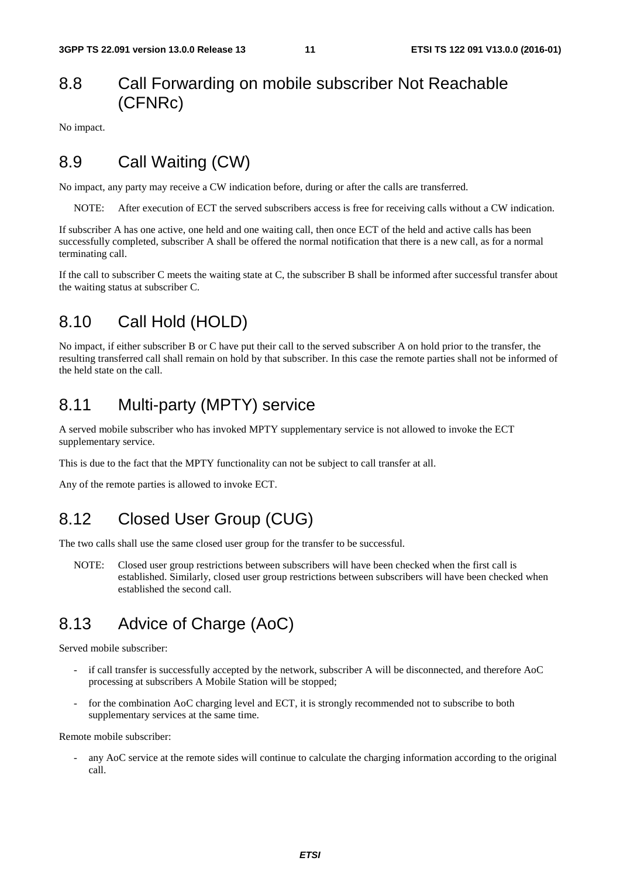## 8.8 Call Forwarding on mobile subscriber Not Reachable (CFNRc)

No impact.

## 8.9 Call Waiting (CW)

No impact, any party may receive a CW indication before, during or after the calls are transferred.

NOTE: After execution of ECT the served subscribers access is free for receiving calls without a CW indication.

If subscriber A has one active, one held and one waiting call, then once ECT of the held and active calls has been successfully completed, subscriber A shall be offered the normal notification that there is a new call, as for a normal terminating call.

If the call to subscriber C meets the waiting state at C, the subscriber B shall be informed after successful transfer about the waiting status at subscriber C.

## 8.10 Call Hold (HOLD)

No impact, if either subscriber B or C have put their call to the served subscriber A on hold prior to the transfer, the resulting transferred call shall remain on hold by that subscriber. In this case the remote parties shall not be informed of the held state on the call.

## 8.11 Multi-party (MPTY) service

A served mobile subscriber who has invoked MPTY supplementary service is not allowed to invoke the ECT supplementary service.

This is due to the fact that the MPTY functionality can not be subject to call transfer at all.

Any of the remote parties is allowed to invoke ECT.

## 8.12 Closed User Group (CUG)

The two calls shall use the same closed user group for the transfer to be successful.

NOTE: Closed user group restrictions between subscribers will have been checked when the first call is established. Similarly, closed user group restrictions between subscribers will have been checked when established the second call.

## 8.13 Advice of Charge (AoC)

Served mobile subscriber:

- if call transfer is successfully accepted by the network, subscriber A will be disconnected, and therefore AoC processing at subscribers A Mobile Station will be stopped;
- for the combination AoC charging level and ECT, it is strongly recommended not to subscribe to both supplementary services at the same time.

Remote mobile subscriber:

- any AoC service at the remote sides will continue to calculate the charging information according to the original call.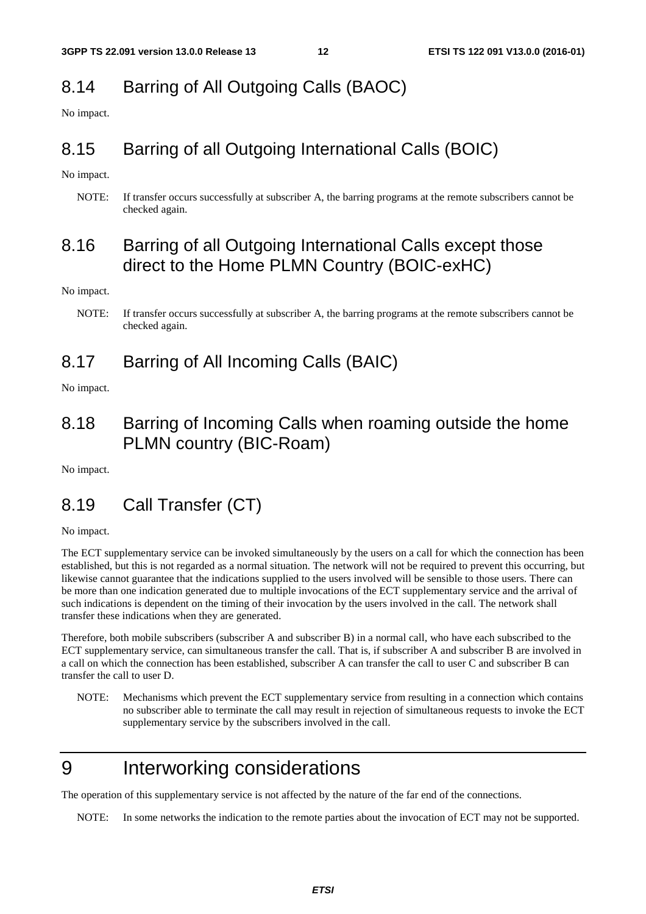## 8.14 Barring of All Outgoing Calls (BAOC)

No impact.

## 8.15 Barring of all Outgoing International Calls (BOIC)

No impact.

NOTE: If transfer occurs successfully at subscriber A, the barring programs at the remote subscribers cannot be checked again.

## 8.16 Barring of all Outgoing International Calls except those direct to the Home PLMN Country (BOIC-exHC)

No impact.

NOTE: If transfer occurs successfully at subscriber A, the barring programs at the remote subscribers cannot be checked again.

## 8.17 Barring of All Incoming Calls (BAIC)

No impact.

## 8.18 Barring of Incoming Calls when roaming outside the home PLMN country (BIC-Roam)

No impact.

## 8.19 Call Transfer (CT)

No impact.

The ECT supplementary service can be invoked simultaneously by the users on a call for which the connection has been established, but this is not regarded as a normal situation. The network will not be required to prevent this occurring, but likewise cannot guarantee that the indications supplied to the users involved will be sensible to those users. There can be more than one indication generated due to multiple invocations of the ECT supplementary service and the arrival of such indications is dependent on the timing of their invocation by the users involved in the call. The network shall transfer these indications when they are generated.

Therefore, both mobile subscribers (subscriber A and subscriber B) in a normal call, who have each subscribed to the ECT supplementary service, can simultaneous transfer the call. That is, if subscriber A and subscriber B are involved in a call on which the connection has been established, subscriber A can transfer the call to user C and subscriber B can transfer the call to user D.

NOTE: Mechanisms which prevent the ECT supplementary service from resulting in a connection which contains no subscriber able to terminate the call may result in rejection of simultaneous requests to invoke the ECT supplementary service by the subscribers involved in the call.

# 9 Interworking considerations

The operation of this supplementary service is not affected by the nature of the far end of the connections.

NOTE: In some networks the indication to the remote parties about the invocation of ECT may not be supported.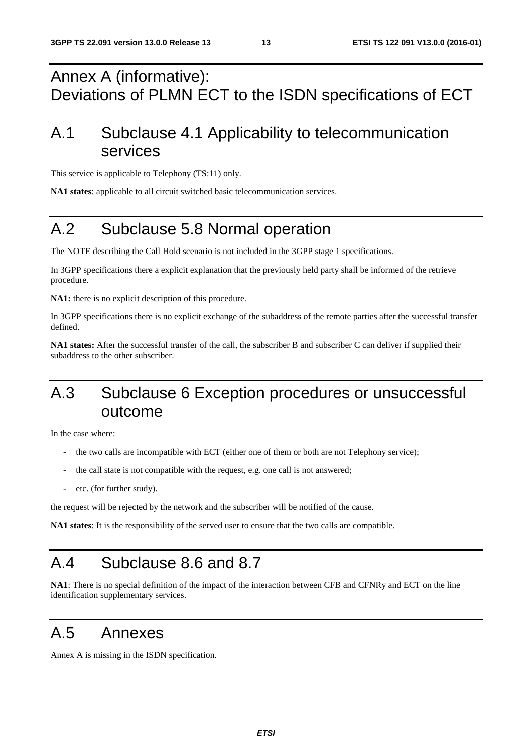# Annex A (informative): Deviations of PLMN ECT to the ISDN specifications of ECT

## A.1 Subclause 4.1 Applicability to telecommunication services

This service is applicable to Telephony (TS:11) only.

**NA1 states**: applicable to all circuit switched basic telecommunication services.

## A.2 Subclause 5.8 Normal operation

The NOTE describing the Call Hold scenario is not included in the 3GPP stage 1 specifications.

In 3GPP specifications there a explicit explanation that the previously held party shall be informed of the retrieve procedure.

**NA1:** there is no explicit description of this procedure.

In 3GPP specifications there is no explicit exchange of the subaddress of the remote parties after the successful transfer defined.

**NA1 states:** After the successful transfer of the call, the subscriber B and subscriber C can deliver if supplied their subaddress to the other subscriber.

## A.3 Subclause 6 Exception procedures or unsuccessful outcome

In the case where:

- the two calls are incompatible with ECT (either one of them or both are not Telephony service);
- the call state is not compatible with the request, e.g. one call is not answered;
- etc. (for further study).

the request will be rejected by the network and the subscriber will be notified of the cause.

**NA1 states**: It is the responsibility of the served user to ensure that the two calls are compatible.

## A.4 Subclause 8.6 and 8.7

**NA1**: There is no special definition of the impact of the interaction between CFB and CFNRy and ECT on the line identification supplementary services.

## A.5 Annexes

Annex A is missing in the ISDN specification.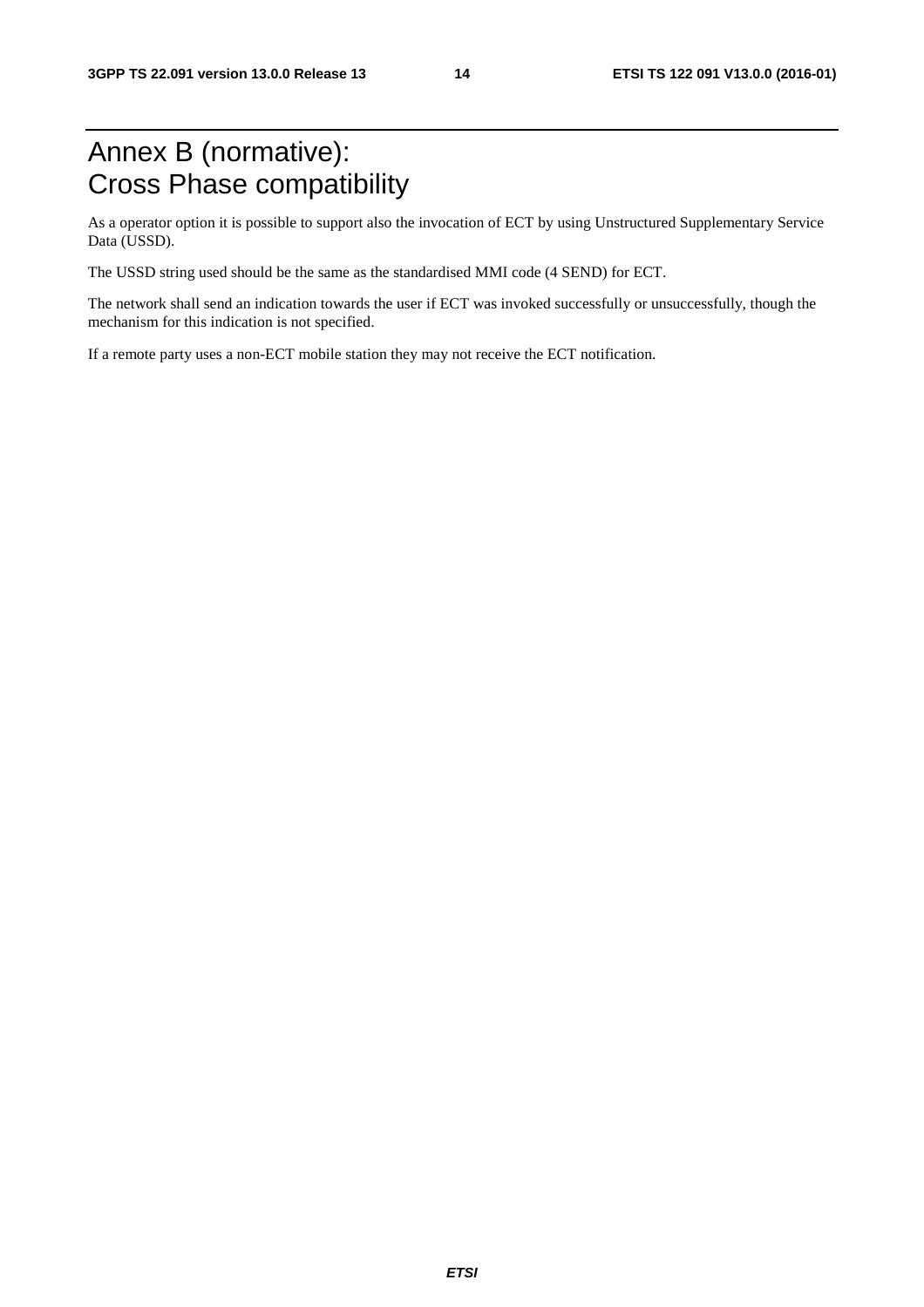# Annex B (normative): Cross Phase compatibility

As a operator option it is possible to support also the invocation of ECT by using Unstructured Supplementary Service Data (USSD).

The USSD string used should be the same as the standardised MMI code (4 SEND) for ECT.

The network shall send an indication towards the user if ECT was invoked successfully or unsuccessfully, though the mechanism for this indication is not specified.

If a remote party uses a non-ECT mobile station they may not receive the ECT notification.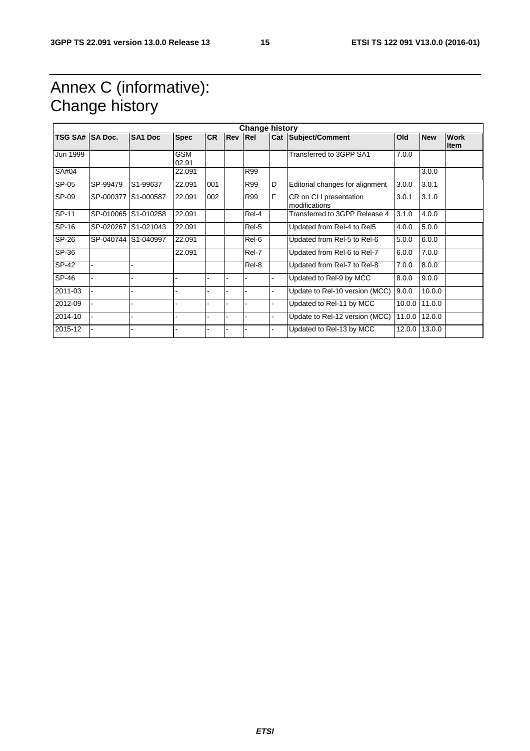# Annex C (informative): Change history

| Change history | | | | | | | | | | | |
|---|---|---|---|---|---|---|---|---|---|---|---|
| **TSG SA#** | **SA Doc.** | **SA1 Doc** | **Spec** | **CR** | **Rev** | **Rel** | **Cat** | **Subject/Comment** | **Old** | **New** | **Work Item** |
| Jun 1999 | | | GSM 02.91 | | | | | Transferred to 3GPP SA1 | 7.0.0 | | |
| SA#04 | | | 22.091 | | | R99 | | | | 3.0.0 | |
| SP-05 | SP-99479 | S1-99637 | 22.091 | 001 | | R99 | D | Editorial changes for alignment | 3.0.0 | 3.0.1 | |
| SP-09 | SP-000377 | S1-000587 | 22.091 | 002 | | R99 | F | CR on CLI presentation modifications | 3.0.1 | 3.1.0 | |
| SP-11 | SP-010065 | S1-010258 | 22.091 | | | Rel-4 | | Transferred to 3GPP Release 4 | 3.1.0 | 4.0.0 | |
| SP-16 | SP-020267 | S1-021043 | 22.091 | | | Rel-5 | | Updated from Rel-4 to Rel5 | 4.0.0 | 5.0.0 | |
| SP-26 | SP-040744 | S1-040997 | 22.091 | | | Rel-6 | | Updated from Rel-5 to Rel-6 | 5.0.0 | 6.0.0 | |
| SP-36 | | | 22.091 | | | Rel-7 | | Updated from Rel-6 to Rel-7 | 6.0.0 | 7.0.0 | |
| SP-42 | - | - | | | | Rel-8 | | Updated from Rel-7 to Rel-8 | 7.0.0 | 8.0.0 | |
| SP-46 | - | - | - | - | - | - | - | Updated to Rel-9 by MCC | 8.0.0 | 9.0.0 | |
| 2011-03 | - | - | - | - | - | - | - | Update to Rel-10 version (MCC) | 9.0.0 | 10.0.0 | |
| 2012-09 | - | - | - | - | - | - | - | Updated to Rel-11 by MCC | 10.0.0 | 11.0.0 | |
| 2014-10 | - | - | - | - | - | - | - | Update to Rel-12 version (MCC) | 11.0.0 | 12.0.0 | |
| 2015-12 | - | - | - | - | - | - | - | Updated to Rel-13 by MCC | 12.0.0 | 13.0.0 | |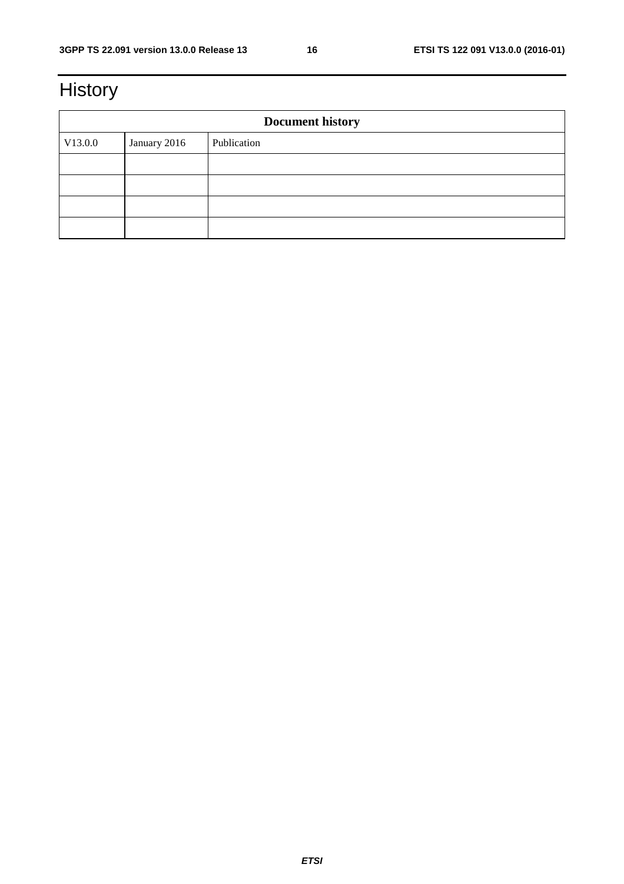# History

| Document history | | |
|---|---|---|
| V13.0.0 | January 2016 | Publication |
| | | |
| | | |
| | | |
| | | |